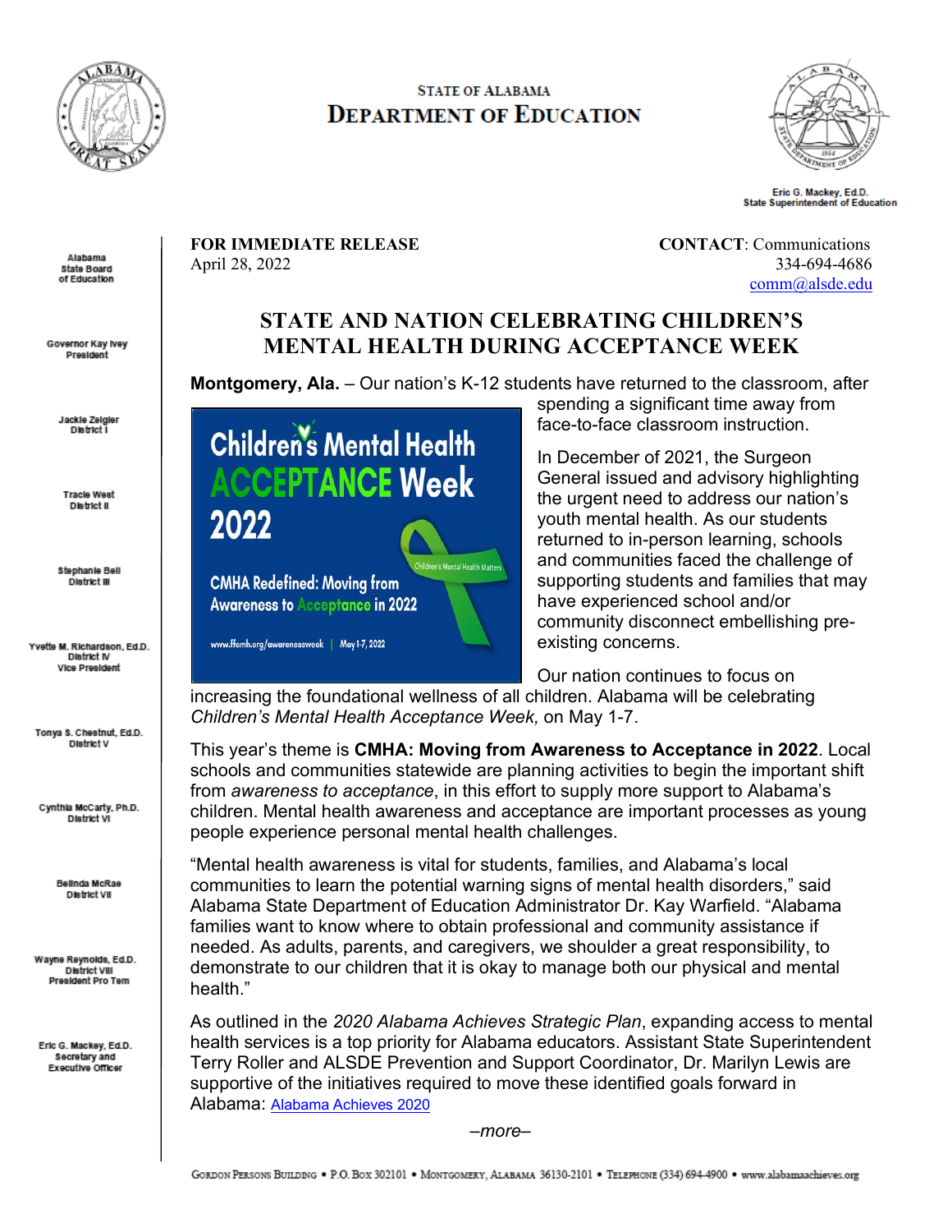STATE OF ALABAMA
**DEPARTMENT OF EDUCATION**

Eric G. Mackey, Ed.D.
State Superintendent of Education

Alabama State Board of Education

Governor Kay Ivey
President

Jackie Zeigler
District I

Tracie West
District II

Stephanie Bell
District III

Yvette M. Richardson, Ed.D.
District IV
Vice President

Tonya S. Chestnut, Ed.D.
District V

Cynthia McCarty, Ph.D.
District VI

Belinda McRae
District VII

Wayne Reynolds, Ed.D.
District VIII
President Pro Tem

Eric G. Mackey, Ed.D.
Secretary and Executive Officer

**FOR IMMEDIATE RELEASE**
April 28, 2022

**CONTACT**: Communications
334-694-4686
comm@alsde.edu

# STATE AND NATION CELEBRATING CHILDREN'S MENTAL HEALTH DURING ACCEPTANCE WEEK

**Montgomery, Ala.** – Our nation's K-12 students have returned to the classroom, after spending a significant time away from face-to-face classroom instruction.

Children's Mental Health ACCEPTANCE Week 2022
CMHA Redefined: Moving from Awareness to Acceptance in 2022
www.ffcmh.org/awarenessweek | May 1-7, 2022

In December of 2021, the Surgeon General issued and advisory highlighting the urgent need to address our nation's youth mental health. As our students returned to in-person learning, schools and communities faced the challenge of supporting students and families that may have experienced school and/or community disconnect embellishing pre-existing concerns.

Our nation continues to focus on increasing the foundational wellness of all children. Alabama will be celebrating *Children's Mental Health Acceptance Week,* on May 1-7.

This year's theme is **CMHA: Moving from Awareness to Acceptance in 2022**. Local schools and communities statewide are planning activities to begin the important shift from *awareness to acceptance*, in this effort to supply more support to Alabama's children. Mental health awareness and acceptance are important processes as young people experience personal mental health challenges.

"Mental health awareness is vital for students, families, and Alabama's local communities to learn the potential warning signs of mental health disorders," said Alabama State Department of Education Administrator Dr. Kay Warfield. "Alabama families want to know where to obtain professional and community assistance if needed. As adults, parents, and caregivers, we shoulder a great responsibility, to demonstrate to our children that it is okay to manage both our physical and mental health."

As outlined in the *2020 Alabama Achieves Strategic Plan*, expanding access to mental health services is a top priority for Alabama educators. Assistant State Superintendent Terry Roller and ALSDE Prevention and Support Coordinator, Dr. Marilyn Lewis are supportive of the initiatives required to move these identified goals forward in Alabama: Alabama Achieves 2020

–more–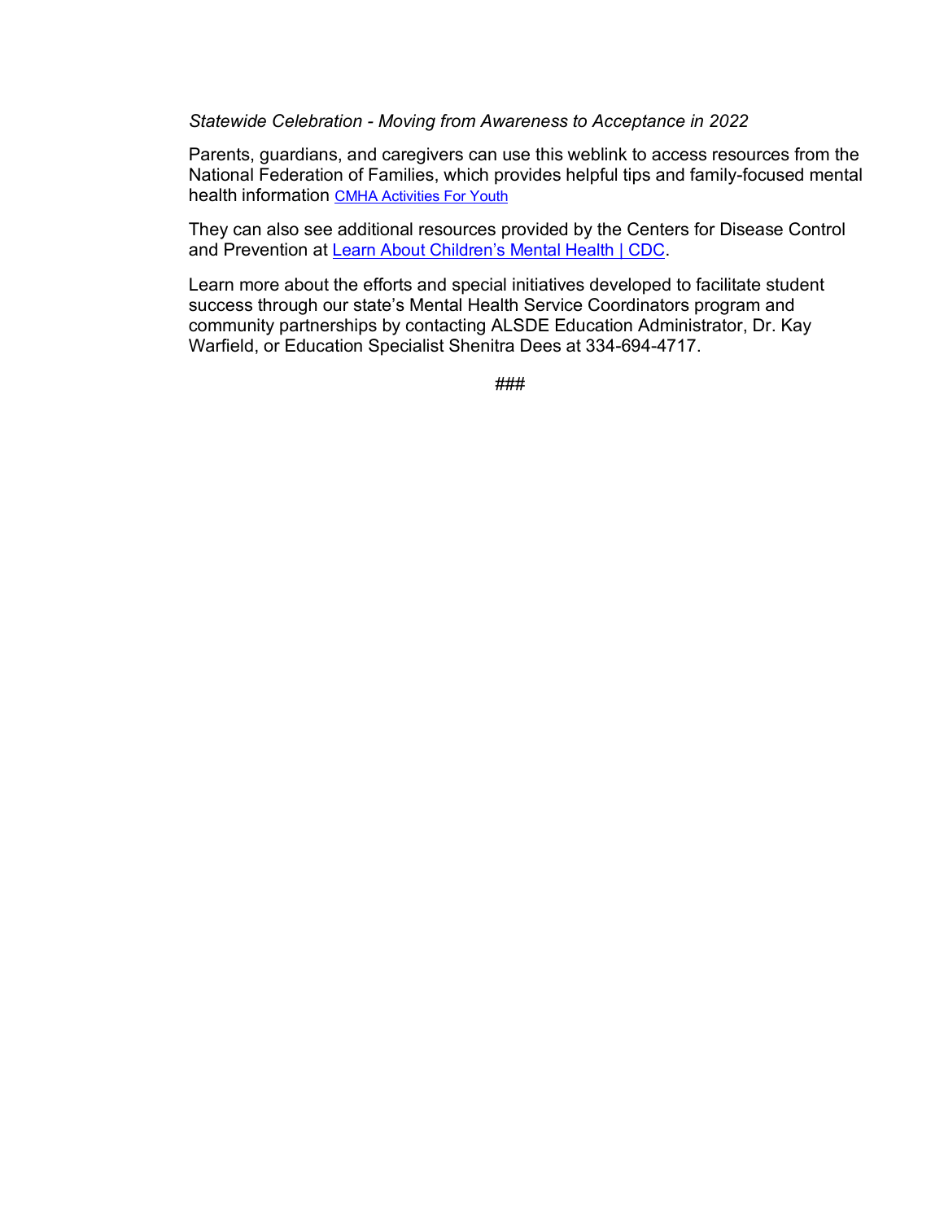*Statewide Celebration - Moving from Awareness to Acceptance in 2022*

Parents, guardians, and caregivers can use this weblink to access resources from the National Federation of Families, which provides helpful tips and family-focused mental health information CMHA Activities For Youth

They can also see additional resources provided by the Centers for Disease Control and Prevention at Learn About Children's Mental Health | CDC.

Learn more about the efforts and special initiatives developed to facilitate student success through our state's Mental Health Service Coordinators program and community partnerships by contacting ALSDE Education Administrator, Dr. Kay Warfield, or Education Specialist Shenitra Dees at 334-694-4717.

###